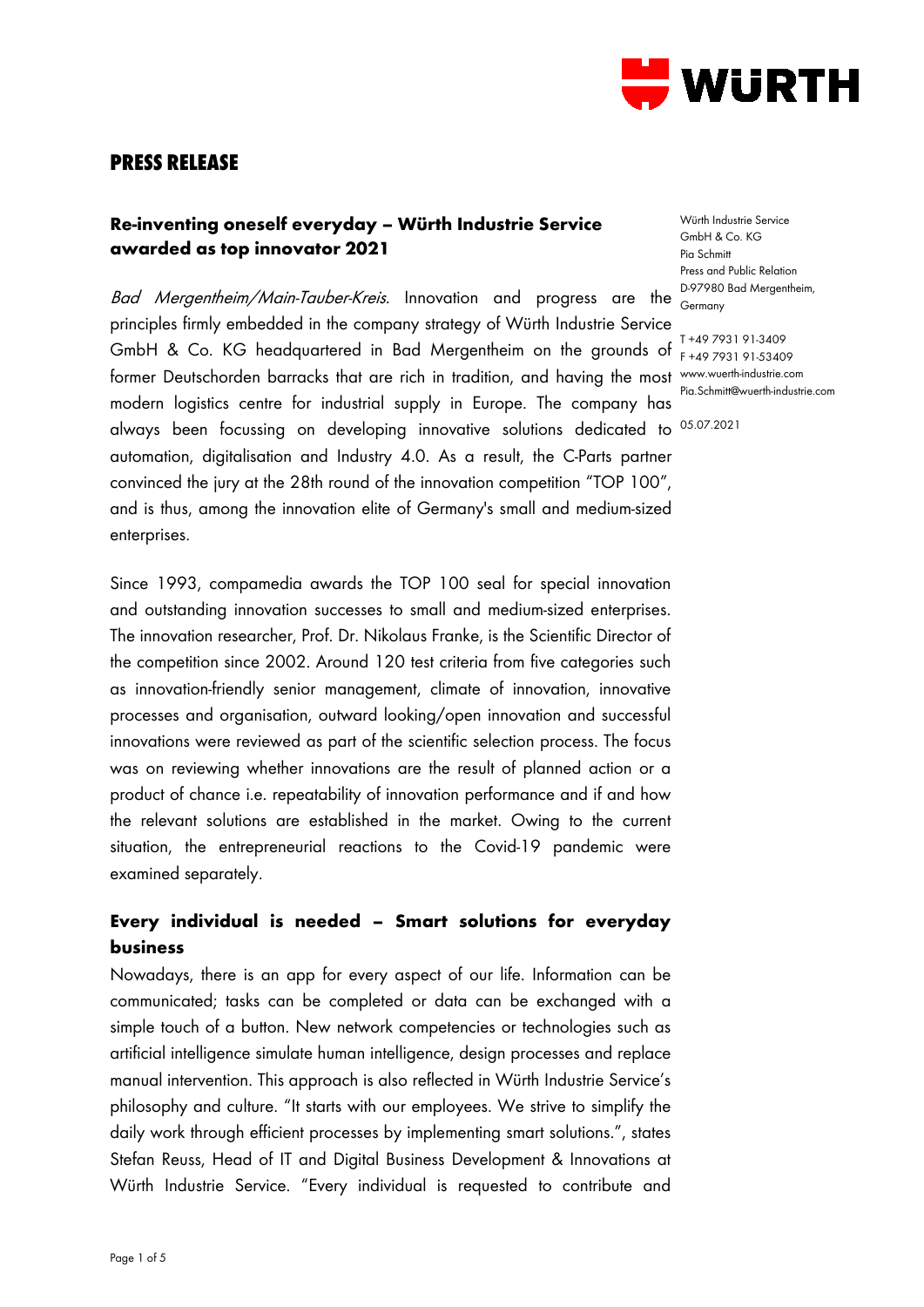# PRESS RELEASE

## Re-inventing oneself everyday – Würth Industrie Service awarded as top innovator 2021

Würth Industrie Service GmbH & Co. KG
Pia Schmitt
Press and Public Relation
D-97980 Bad Mergentheim, Germany

T +49 7931 91-3409
F +49 7931 91-53409
www.wuerth-industrie.com
Pia.Schmitt@wuerth-industrie.com

05.07.2021

*Bad Mergentheim/Main-Tauber-Kreis.* Innovation and progress are the principles firmly embedded in the company strategy of Würth Industrie Service GmbH & Co. KG headquartered in Bad Mergentheim on the grounds of former Deutschorden barracks that are rich in tradition, and having the most modern logistics centre for industrial supply in Europe. The company has always been focussing on developing innovative solutions dedicated to automation, digitalisation and Industry 4.0. As a result, the C-Parts partner convinced the jury at the 28th round of the innovation competition "TOP 100", and is thus, among the innovation elite of Germany's small and medium-sized enterprises.

Since 1993, compamedia awards the TOP 100 seal for special innovation and outstanding innovation successes to small and medium-sized enterprises. The innovation researcher, Prof. Dr. Nikolaus Franke, is the Scientific Director of the competition since 2002. Around 120 test criteria from five categories such as innovation-friendly senior management, climate of innovation, innovative processes and organisation, outward looking/open innovation and successful innovations were reviewed as part of the scientific selection process. The focus was on reviewing whether innovations are the result of planned action or a product of chance i.e. repeatability of innovation performance and if and how the relevant solutions are established in the market. Owing to the current situation, the entrepreneurial reactions to the Covid-19 pandemic were examined separately.

### Every individual is needed – Smart solutions for everyday business

Nowadays, there is an app for every aspect of our life. Information can be communicated; tasks can be completed or data can be exchanged with a simple touch of a button. New network competencies or technologies such as artificial intelligence simulate human intelligence, design processes and replace manual intervention. This approach is also reflected in Würth Industrie Service's philosophy and culture. "It starts with our employees. We strive to simplify the daily work through efficient processes by implementing smart solutions.", states Stefan Reuss, Head of IT and Digital Business Development & Innovations at Würth Industrie Service. "Every individual is requested to contribute and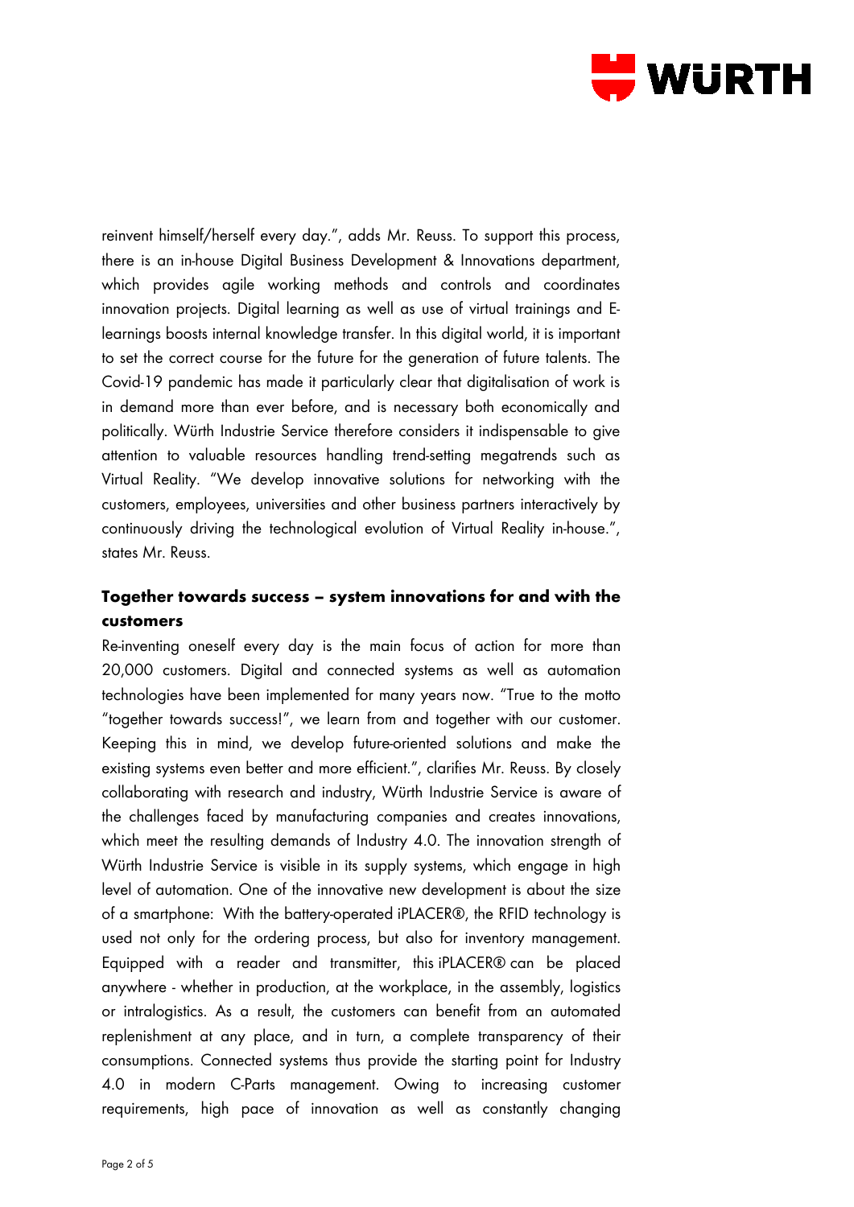reinvent himself/herself every day.", adds Mr. Reuss. To support this process, there is an in-house Digital Business Development & Innovations department, which provides agile working methods and controls and coordinates innovation projects. Digital learning as well as use of virtual trainings and E-learnings boosts internal knowledge transfer. In this digital world, it is important to set the correct course for the future for the generation of future talents. The Covid-19 pandemic has made it particularly clear that digitalisation of work is in demand more than ever before, and is necessary both economically and politically. Würth Industrie Service therefore considers it indispensable to give attention to valuable resources handling trend-setting megatrends such as Virtual Reality. "We develop innovative solutions for networking with the customers, employees, universities and other business partners interactively by continuously driving the technological evolution of Virtual Reality in-house.", states Mr. Reuss.

## Together towards success – system innovations for and with the customers

Re-inventing oneself every day is the main focus of action for more than 20,000 customers. Digital and connected systems as well as automation technologies have been implemented for many years now. "True to the motto "together towards success!", we learn from and together with our customer. Keeping this in mind, we develop future-oriented solutions and make the existing systems even better and more efficient.", clarifies Mr. Reuss. By closely collaborating with research and industry, Würth Industrie Service is aware of the challenges faced by manufacturing companies and creates innovations, which meet the resulting demands of Industry 4.0. The innovation strength of Würth Industrie Service is visible in its supply systems, which engage in high level of automation. One of the innovative new development is about the size of a smartphone: With the battery-operated iPLACER®, the RFID technology is used not only for the ordering process, but also for inventory management. Equipped with a reader and transmitter, this iPLACER® can be placed anywhere - whether in production, at the workplace, in the assembly, logistics or intralogistics. As a result, the customers can benefit from an automated replenishment at any place, and in turn, a complete transparency of their consumptions. Connected systems thus provide the starting point for Industry 4.0 in modern C-Parts management. Owing to increasing customer requirements, high pace of innovation as well as constantly changing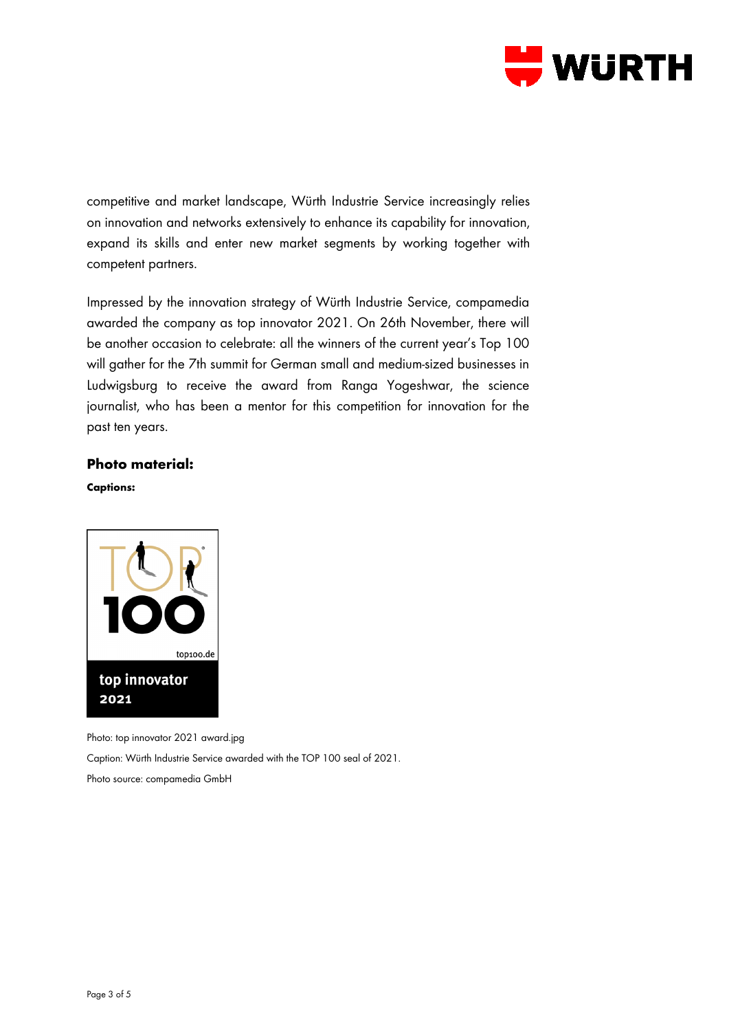competitive and market landscape, Würth Industrie Service increasingly relies on innovation and networks extensively to enhance its capability for innovation, expand its skills and enter new market segments by working together with competent partners.

Impressed by the innovation strategy of Würth Industrie Service, compamedia awarded the company as top innovator 2021. On 26th November, there will be another occasion to celebrate: all the winners of the current year's Top 100 will gather for the 7th summit for German small and medium-sized businesses in Ludwigsburg to receive the award from Ranga Yogeshwar, the science journalist, who has been a mentor for this competition for innovation for the past ten years.

## Photo material:

**Captions:**

Photo: top innovator 2021 award.jpg

Caption: Würth Industrie Service awarded with the TOP 100 seal of 2021.

Photo source: compamedia GmbH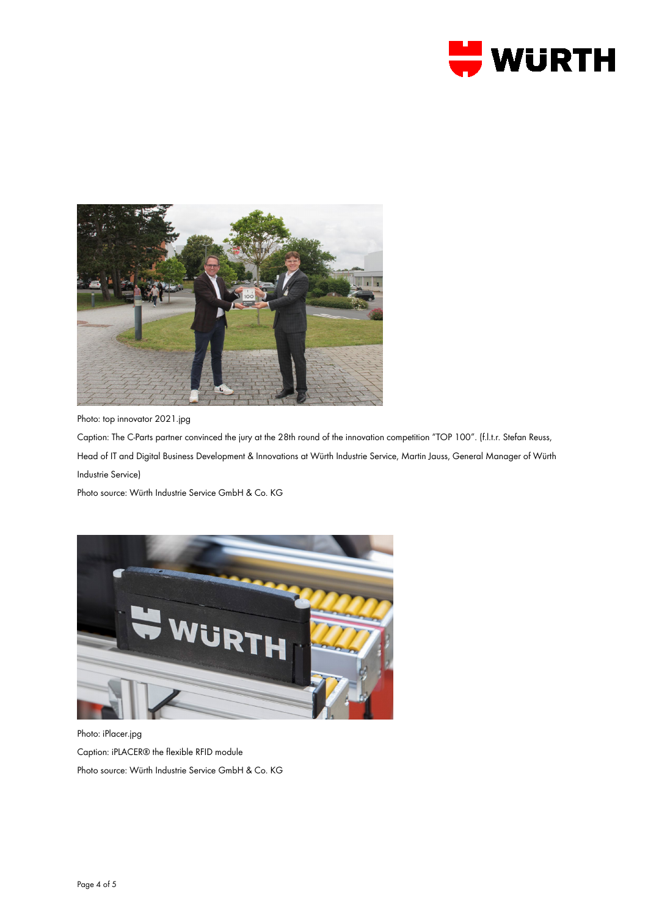Photo: top innovator 2021.jpg

Caption: The C-Parts partner convinced the jury at the 28th round of the innovation competition "TOP 100". (f.l.t.r. Stefan Reuss, Head of IT and Digital Business Development & Innovations at Würth Industrie Service, Martin Jauss, General Manager of Würth Industrie Service)

Photo source: Würth Industrie Service GmbH & Co. KG

Photo: iPlacer.jpg

Caption: iPLACER® the flexible RFID module

Photo source: Würth Industrie Service GmbH & Co. KG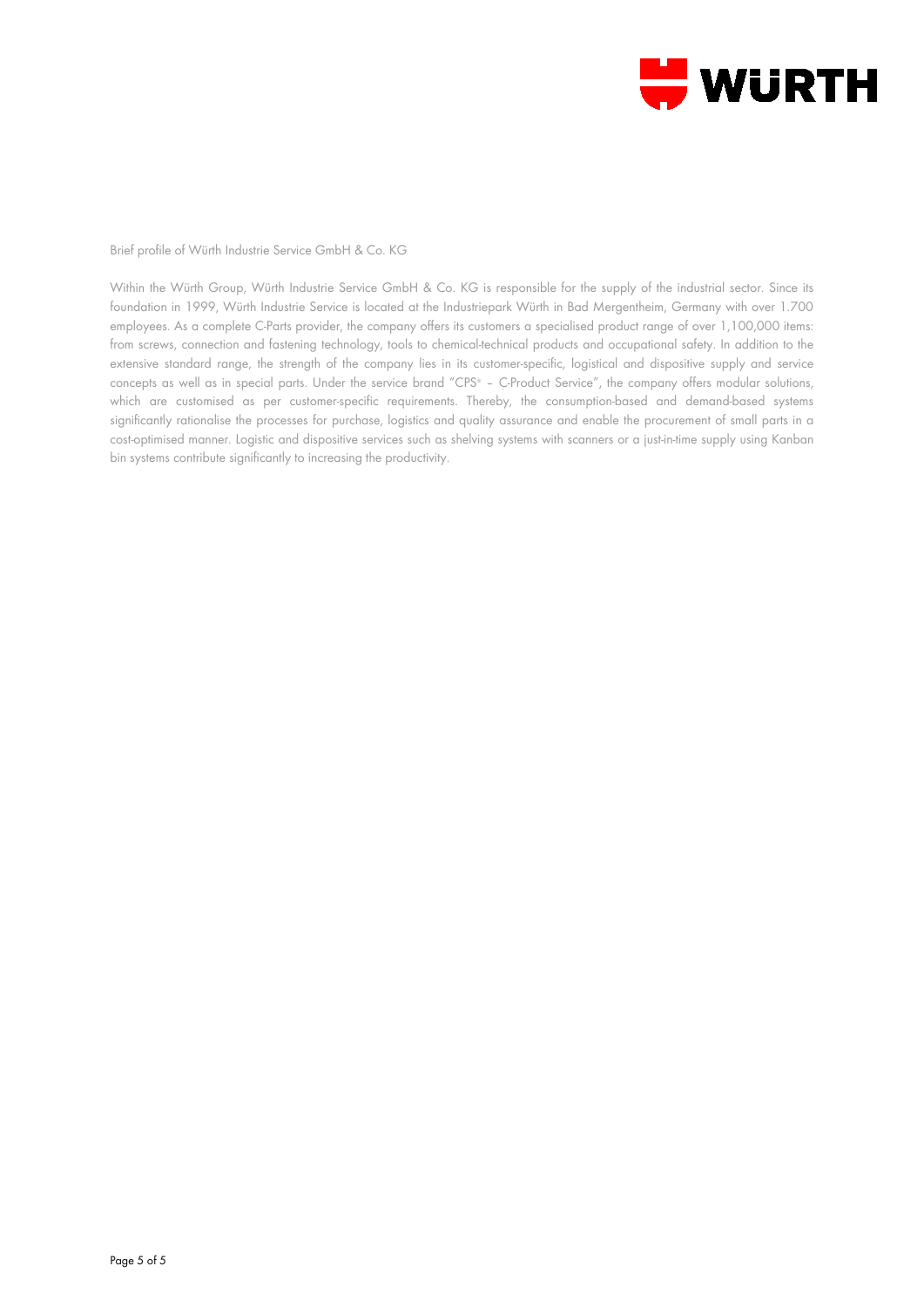Brief profile of Würth Industrie Service GmbH & Co. KG

Within the Würth Group, Würth Industrie Service GmbH & Co. KG is responsible for the supply of the industrial sector. Since its foundation in 1999, Würth Industrie Service is located at the Industriepark Würth in Bad Mergentheim, Germany with over 1.700 employees. As a complete C-Parts provider, the company offers its customers a specialised product range of over 1,100,000 items: from screws, connection and fastening technology, tools to chemical-technical products and occupational safety. In addition to the extensive standard range, the strength of the company lies in its customer-specific, logistical and dispositive supply and service concepts as well as in special parts. Under the service brand "CPS® – C-Product Service", the company offers modular solutions, which are customised as per customer-specific requirements. Thereby, the consumption-based and demand-based systems significantly rationalise the processes for purchase, logistics and quality assurance and enable the procurement of small parts in a cost-optimised manner. Logistic and dispositive services such as shelving systems with scanners or a just-in-time supply using Kanban bin systems contribute significantly to increasing the productivity.